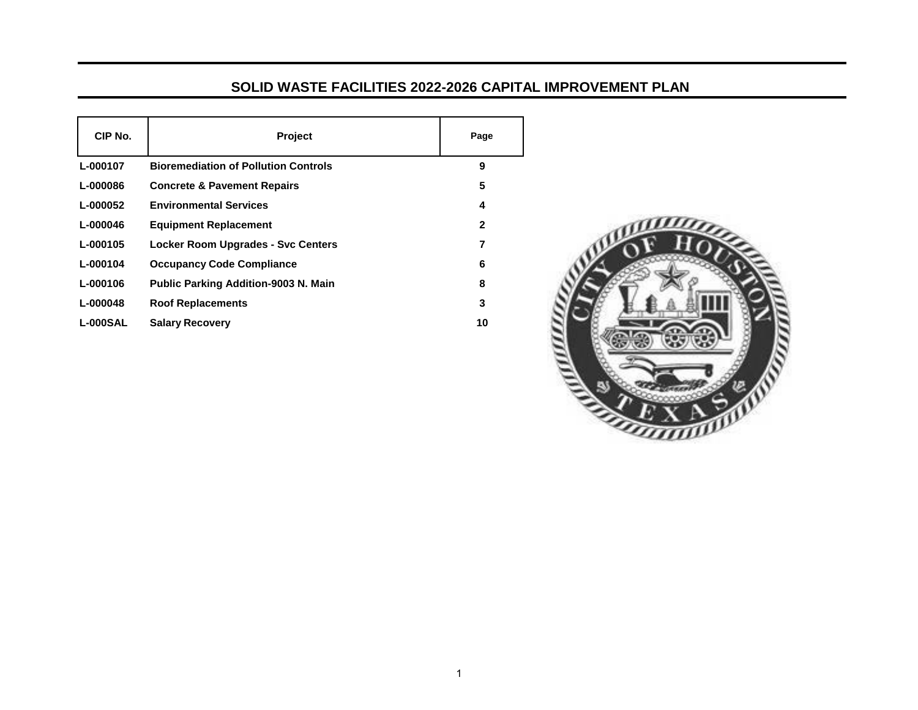# SOLID WASTE FACILITIES 2022-2026 CAPITAL IMPROVEMENT PLAN

| CIP No. | Project | Page |
|---|---|---|
| L-000107 | Bioremediation of Pollution Controls | 9 |
| L-000086 | Concrete & Pavement Repairs | 5 |
| L-000052 | Environmental Services | 4 |
| L-000046 | Equipment Replacement | 2 |
| L-000105 | Locker Room Upgrades - Svc Centers | 7 |
| L-000104 | Occupancy Code Compliance | 6 |
| L-000106 | Public Parking Addition-9003 N. Main | 8 |
| L-000048 | Roof Replacements | 3 |
| L-000SAL | Salary Recovery | 10 |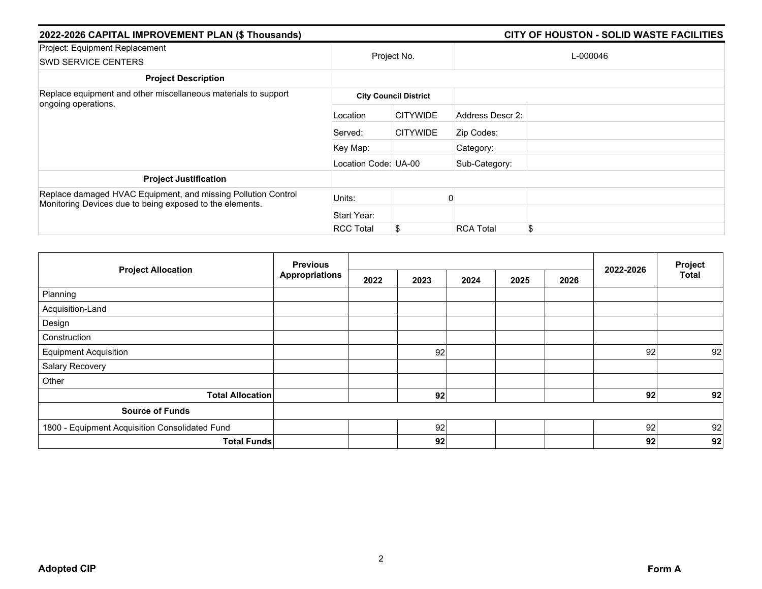## 2022-2026 CAPITAL IMPROVEMENT PLAN ($ Thousands)

## CITY OF HOUSTON - SOLID WASTE FACILITIES

| Project: Equipment Replacement<br>SWD SERVICE CENTERS | Project No. | | L-000046 | |
|---|---|---|---|---|
| **Project Description** | | | | |
| Replace equipment and other miscellaneous materials to support ongoing operations. | **City Council District** | | | |
| | Location | CITYWIDE | Address Descr 2: | |
| | Served: | CITYWIDE | Zip Codes: | |
| | Key Map: | | Category: | |
| | Location Code: | UA-00 | Sub-Category: | |
| **Project Justification** | | | | |
| Replace damaged HVAC Equipment, and missing Pollution Control Monitoring Devices due to being exposed to the elements. | Units: | 0 | | |
| | Start Year: | | | |
| | RCC Total | $ | RCA Total | $ |

| Project Allocation | Previous Appropriations | 2022 | 2023 | 2024 | 2025 | 2026 | 2022-2026 | Project Total |
|---|---|---|---|---|---|---|---|---|
| Planning | | | | | | | | |
| Acquisition-Land | | | | | | | | |
| Design | | | | | | | | |
| Construction | | | | | | | | |
| Equipment Acquisition | | | 92 | | | | 92 | 92 |
| Salary Recovery | | | | | | | | |
| Other | | | | | | | | |
| **Total Allocation** | | | **92** | | | | **92** | **92** |
| **Source of Funds** | | | | | | | | |
| 1800 - Equipment Acquisition Consolidated Fund | | | 92 | | | | 92 | 92 |
| **Total Funds** | | | **92** | | | | **92** | **92** |

**Adopted CIP** **Form A**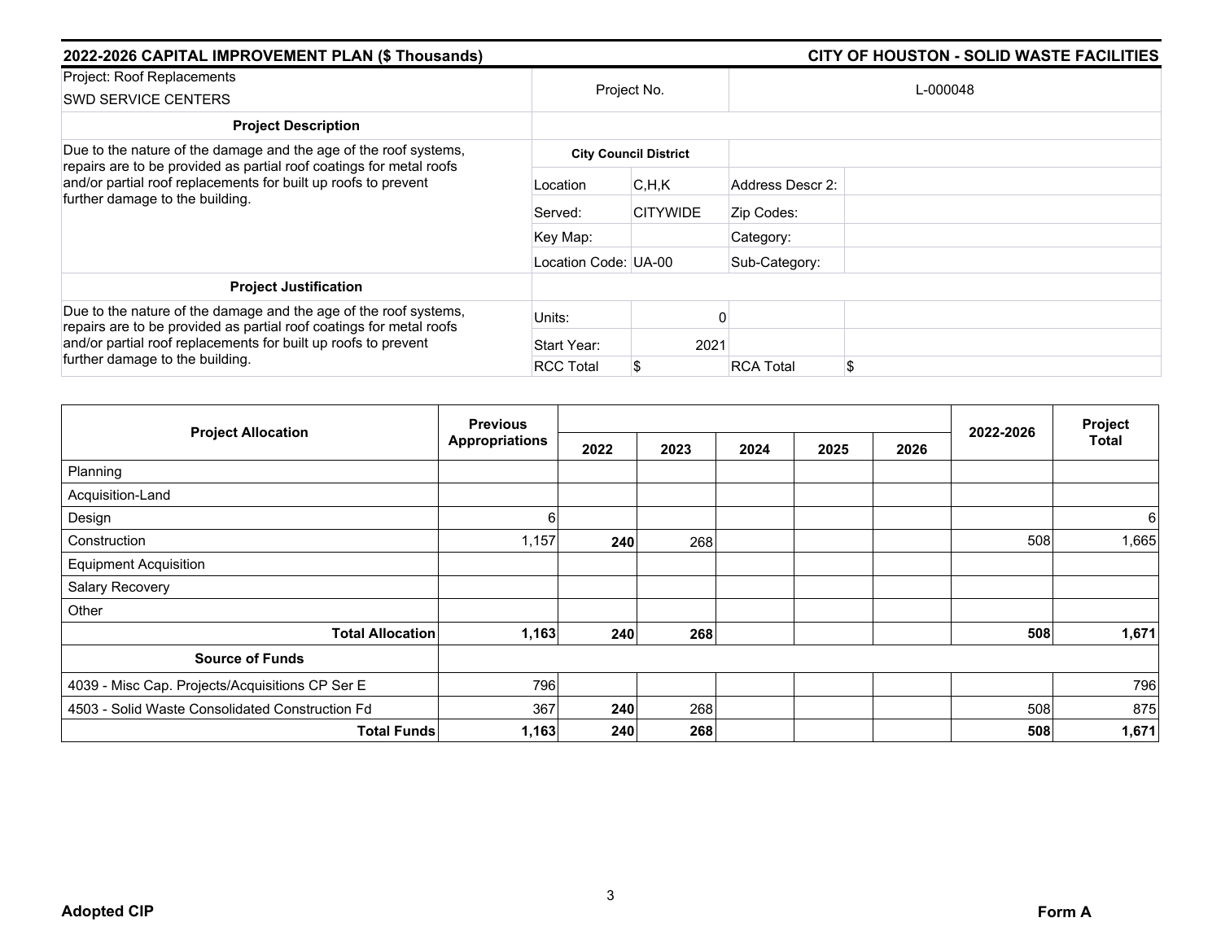**2022-2026 CAPITAL IMPROVEMENT PLAN ($ Thousands)** | **CITY OF HOUSTON - SOLID WASTE FACILITIES**

| Project: Roof Replacements<br>SWD SERVICE CENTERS | Project No. | | L-000048 | |
|---|---|---|---|---|
| **Project Description** | | | | |
| Due to the nature of the damage and the age of the roof systems, repairs are to be provided as partial roof coatings for metal roofs and/or partial roof replacements for built up roofs to prevent further damage to the building. | **City Council District** | | | |
| | Location | C,H,K | Address Descr 2: | |
| | Served: | CITYWIDE | Zip Codes: | |
| | Key Map: | | Category: | |
| | Location Code: | UA-00 | Sub-Category: | |
| **Project Justification** | | | | |
| Due to the nature of the damage and the age of the roof systems, repairs are to be provided as partial roof coatings for metal roofs and/or partial roof replacements for built up roofs to prevent further damage to the building. | Units: | 0 | | |
| | Start Year: | 2021 | | |
| | RCC Total | $ | RCA Total | $ |

| Project Allocation | Previous Appropriations | 2022 | 2023 | 2024 | 2025 | 2026 | 2022-2026 | Project Total |
|---|---|---|---|---|---|---|---|---|
| Planning | | | | | | | | |
| Acquisition-Land | | | | | | | | |
| Design | 6 | | | | | | | 6 |
| Construction | 1,157 | **240** | 268 | | | | 508 | 1,665 |
| Equipment Acquisition | | | | | | | | |
| Salary Recovery | | | | | | | | |
| Other | | | | | | | | |
| **Total Allocation** | **1,163** | **240** | **268** | | | | **508** | **1,671** |
| **Source of Funds** | | | | | | | | |
| 4039 - Misc Cap. Projects/Acquisitions CP Ser E | 796 | | | | | | | 796 |
| 4503 - Solid Waste Consolidated Construction Fd | 367 | **240** | 268 | | | | 508 | 875 |
| **Total Funds** | **1,163** | **240** | **268** | | | | **508** | **1,671** |

**Adopted CIP** | **Form A**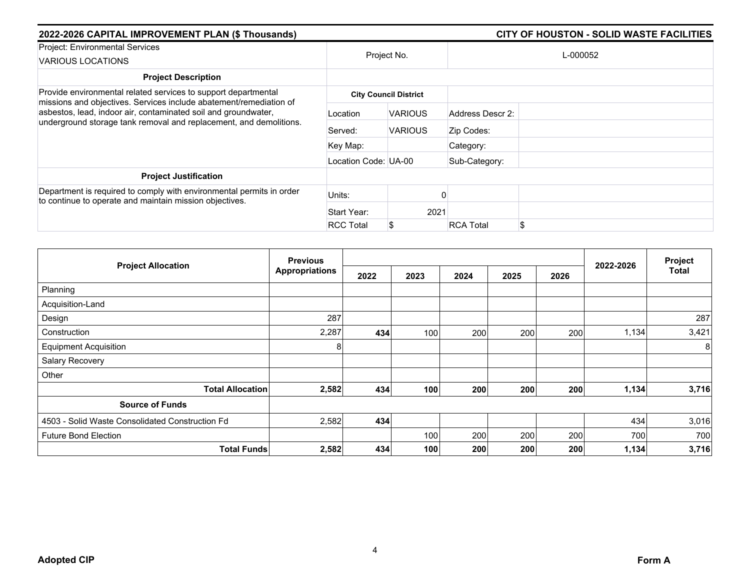## 2022-2026 CAPITAL IMPROVEMENT PLAN ($ Thousands) — CITY OF HOUSTON - SOLID WASTE FACILITIES

| Project: Environmental Services<br>VARIOUS LOCATIONS | Project No. | | L-000052 | |
|---|---|---|---|---|
| **Project Description** | | | | |
| Provide environmental related services to support departmental missions and objectives. Services include abatement/remediation of asbestos, lead, indoor air, contaminated soil and groundwater, underground storage tank removal and replacement, and demolitions. | **City Council District** | | | |
| | Location | VARIOUS | Address Descr 2: | |
| | Served: | VARIOUS | Zip Codes: | |
| | Key Map: | | Category: | |
| | Location Code: | UA-00 | Sub-Category: | |
| **Project Justification** | | | | |
| Department is required to comply with environmental permits in order to continue to operate and maintain mission objectives. | Units: | 0 | | |
| | Start Year: | 2021 | | |
| | RCC Total | $ | RCA Total | $ |

| Project Allocation | Previous Appropriations | 2022 | 2023 | 2024 | 2025 | 2026 | 2022-2026 | Project Total |
|---|---|---|---|---|---|---|---|---|
| Planning | | | | | | | | |
| Acquisition-Land | | | | | | | | |
| Design | 287 | | | | | | | 287 |
| Construction | 2,287 | **434** | 100 | 200 | 200 | 200 | 1,134 | 3,421 |
| Equipment Acquisition | 8 | | | | | | | 8 |
| Salary Recovery | | | | | | | | |
| Other | | | | | | | | |
| **Total Allocation** | **2,582** | **434** | **100** | **200** | **200** | **200** | **1,134** | **3,716** |
| **Source of Funds** | | | | | | | | |
| 4503 - Solid Waste Consolidated Construction Fd | 2,582 | **434** | | | | | 434 | 3,016 |
| Future Bond Election | | | 100 | 200 | 200 | 200 | 700 | 700 |
| **Total Funds** | **2,582** | **434** | **100** | **200** | **200** | **200** | **1,134** | **3,716** |

**Adopted CIP** — **Form A**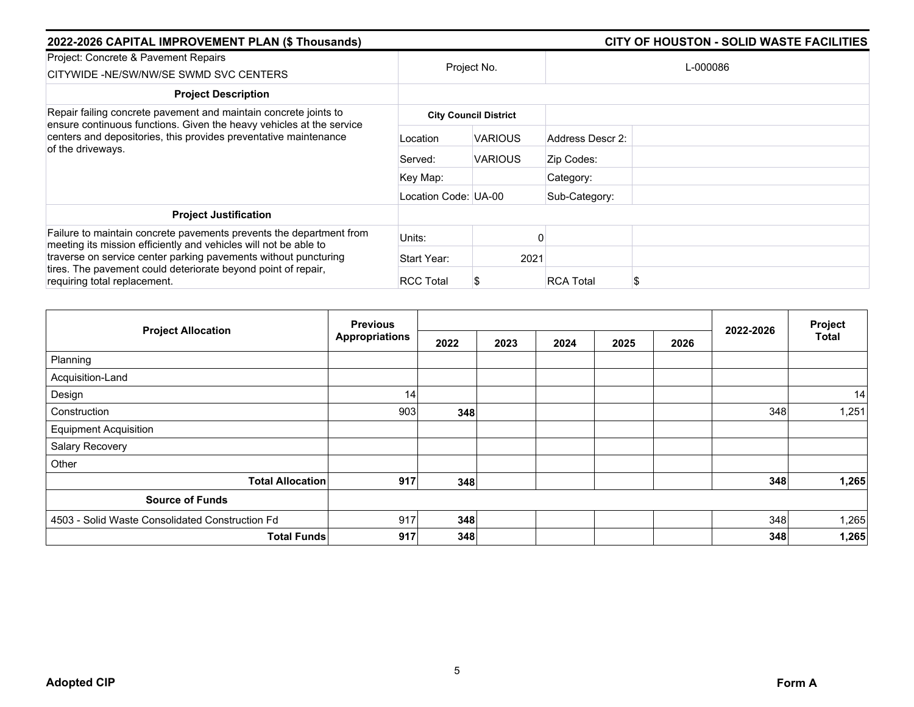## 2022-2026 CAPITAL IMPROVEMENT PLAN ($ Thousands)

## CITY OF HOUSTON - SOLID WASTE FACILITIES

| Project: Concrete & Pavement Repairs<br>CITYWIDE -NE/SW/NW/SE SWMD SVC CENTERS | Project No. | | L-000086 | |
|---|---|---|---|---|
| **Project Description** | | | | |
| Repair failing concrete pavement and maintain concrete joints to ensure continuous functions. Given the heavy vehicles at the service centers and depositories, this provides preventative maintenance of the driveways. | **City Council District** | | | |
| | Location | VARIOUS | Address Descr 2: | |
| | Served: | VARIOUS | Zip Codes: | |
| | Key Map: | | Category: | |
| | Location Code: | UA-00 | Sub-Category: | |
| **Project Justification** | | | | |
| Failure to maintain concrete pavements prevents the department from meeting its mission efficiently and vehicles will not be able to traverse on service center parking pavements without puncturing tires. The pavement could deteriorate beyond point of repair, requiring total replacement. | Units: | 0 | | |
| | Start Year: | 2021 | | |
| | RCC Total | $ | RCA Total | $ |

| Project Allocation | Previous Appropriations | 2022 | 2023 | 2024 | 2025 | 2026 | 2022-2026 | Project Total |
|---|---|---|---|---|---|---|---|---|
| Planning | | | | | | | | |
| Acquisition-Land | | | | | | | | |
| Design | 14 | | | | | | | 14 |
| Construction | 903 | **348** | | | | | 348 | 1,251 |
| Equipment Acquisition | | | | | | | | |
| Salary Recovery | | | | | | | | |
| Other | | | | | | | | |
| **Total Allocation** | **917** | **348** | | | | | **348** | **1,265** |
| **Source of Funds** | | | | | | | | |
| 4503 - Solid Waste Consolidated Construction Fd | 917 | **348** | | | | | 348 | 1,265 |
| **Total Funds** | **917** | **348** | | | | | **348** | **1,265** |

**Adopted CIP** | **Form A**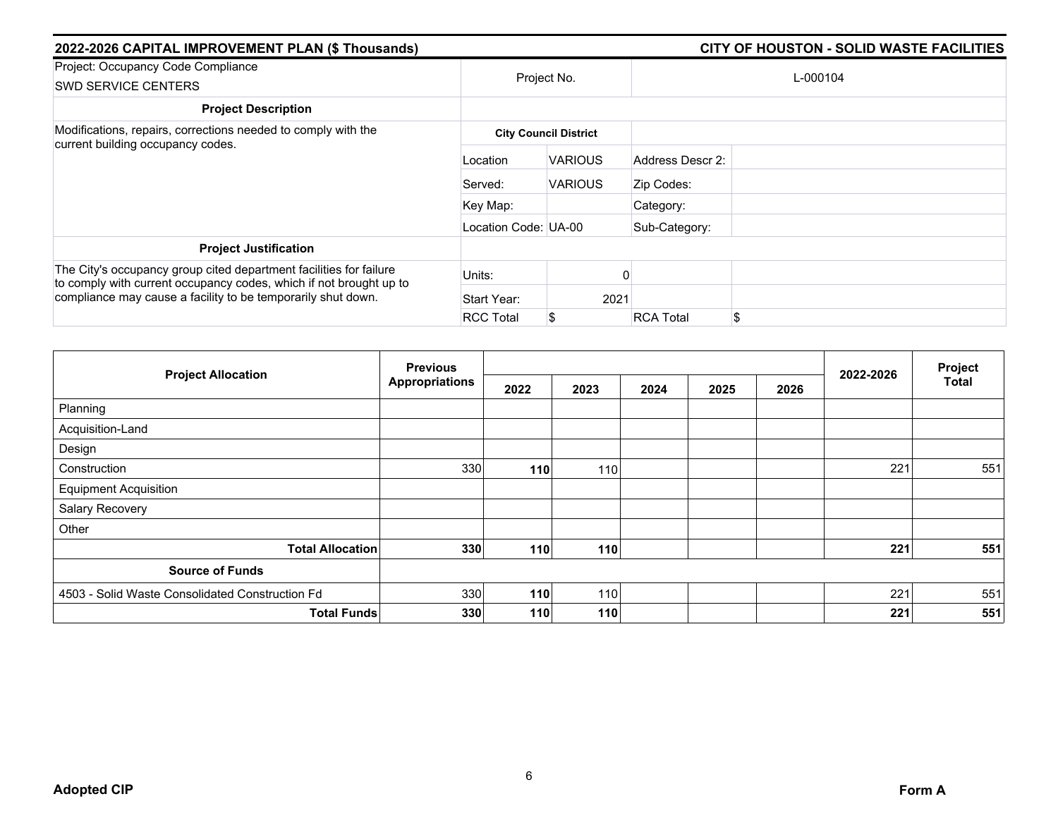## 2022-2026 CAPITAL IMPROVEMENT PLAN ($ Thousands) — CITY OF HOUSTON - SOLID WASTE FACILITIES

| Project: Occupancy Code Compliance<br>SWD SERVICE CENTERS | Project No. | | L-000104 | |
|---|---|---|---|---|
| **Project Description** | | | | |
| Modifications, repairs, corrections needed to comply with the current building occupancy codes. | **City Council District** | | | |
| | Location | VARIOUS | Address Descr 2: | |
| | Served: | VARIOUS | Zip Codes: | |
| | Key Map: | | Category: | |
| | Location Code: | UA-00 | Sub-Category: | |
| **Project Justification** | | | | |
| The City's occupancy group cited department facilities for failure to comply with current occupancy codes, which if not brought up to compliance may cause a facility to be temporarily shut down. | Units: | 0 | | |
| | Start Year: | 2021 | | |
| | RCC Total | $ | RCA Total | $ |

| Project Allocation | Previous Appropriations | 2022 | 2023 | 2024 | 2025 | 2026 | 2022-2026 | Project Total |
|---|---|---|---|---|---|---|---|---|
| Planning | | | | | | | | |
| Acquisition-Land | | | | | | | | |
| Design | | | | | | | | |
| Construction | 330 | **110** | 110 | | | | 221 | 551 |
| Equipment Acquisition | | | | | | | | |
| Salary Recovery | | | | | | | | |
| Other | | | | | | | | |
| **Total Allocation** | **330** | **110** | **110** | | | | **221** | **551** |
| **Source of Funds** | | | | | | | | |
| 4503 - Solid Waste Consolidated Construction Fd | 330 | **110** | 110 | | | | 221 | 551 |
| **Total Funds** | **330** | **110** | **110** | | | | **221** | **551** |

**Adopted CIP** **Form A**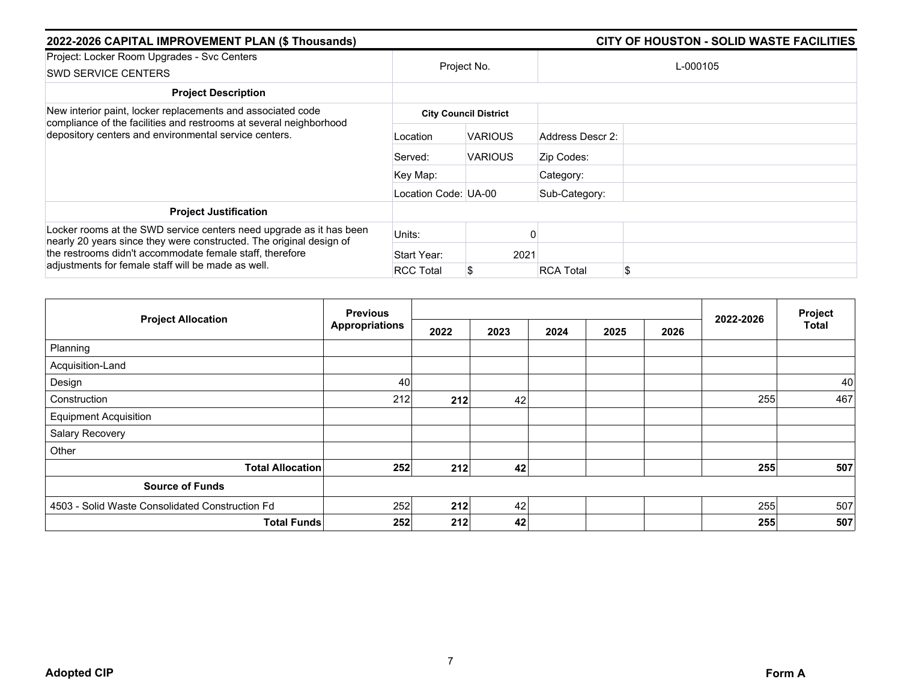## 2022-2026 CAPITAL IMPROVEMENT PLAN ($ Thousands) — CITY OF HOUSTON - SOLID WASTE FACILITIES

| Project: Locker Room Upgrades - Svc Centers<br>SWD SERVICE CENTERS | Project No. | | L-000105 | |
|---|---|---|---|---|
| **Project Description** | | | | |
| New interior paint, locker replacements and associated code compliance of the facilities and restrooms at several neighborhood depository centers and environmental service centers. | **City Council District** | | | |
| | Location | VARIOUS | Address Descr 2: | |
| | Served: | VARIOUS | Zip Codes: | |
| | Key Map: | | Category: | |
| | Location Code: UA-00 | | Sub-Category: | |
| **Project Justification** | | | | |
| Locker rooms at the SWD service centers need upgrade as it has been nearly 20 years since they were constructed. The original design of the restrooms didn't accommodate female staff, therefore adjustments for female staff will be made as well. | Units: | 0 | | |
| | Start Year: | 2021 | | |
| | RCC Total | $ | RCA Total | $ |

| Project Allocation | Previous Appropriations | 2022 | 2023 | 2024 | 2025 | 2026 | 2022-2026 | Project Total |
|---|---|---|---|---|---|---|---|---|
| Planning | | | | | | | | |
| Acquisition-Land | | | | | | | | |
| Design | 40 | | | | | | | 40 |
| Construction | 212 | **212** | 42 | | | | 255 | 467 |
| Equipment Acquisition | | | | | | | | |
| Salary Recovery | | | | | | | | |
| Other | | | | | | | | |
| **Total Allocation** | **252** | **212** | **42** | | | | **255** | **507** |
| **Source of Funds** | | | | | | | | |
| 4503 - Solid Waste Consolidated Construction Fd | 252 | **212** | 42 | | | | 255 | 507 |
| **Total Funds** | **252** | **212** | **42** | | | | **255** | **507** |

**Adopted CIP** — **Form A**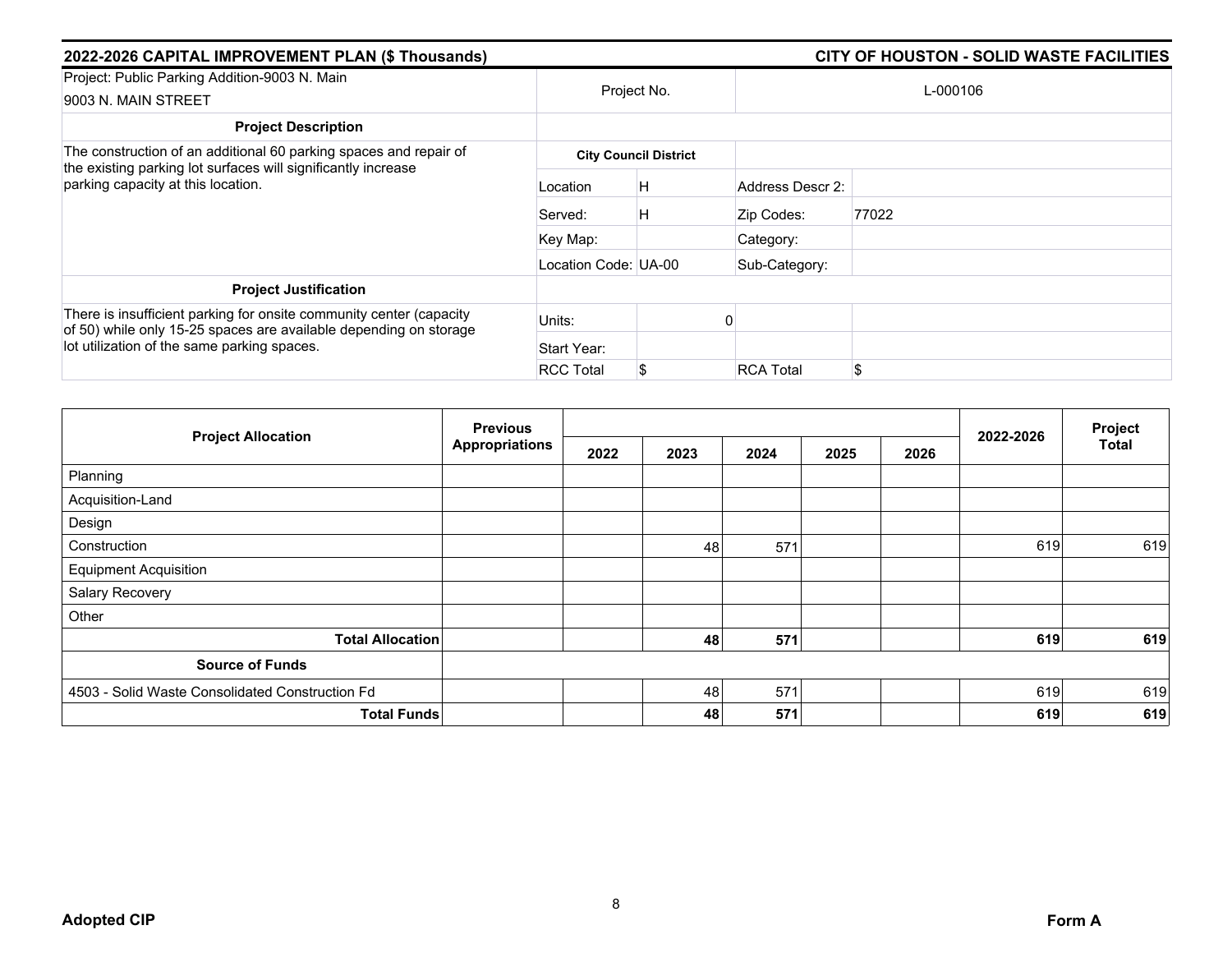## 2022-2026 CAPITAL IMPROVEMENT PLAN ($ Thousands)

## CITY OF HOUSTON - SOLID WASTE FACILITIES

| Project: Public Parking Addition-9003 N. Main<br>9003 N. MAIN STREET | Project No. | | L-000106 | |
|---|---|---|---|---|
| **Project Description** | | | | |
| The construction of an additional 60 parking spaces and repair of the existing parking lot surfaces will significantly increase parking capacity at this location. | **City Council District** | | | |
| | Location | H | Address Descr 2: | |
| | Served: | H | Zip Codes: | 77022 |
| | Key Map: | | Category: | |
| | Location Code: | UA-00 | Sub-Category: | |
| **Project Justification** | | | | |
| There is insufficient parking for onsite community center (capacity of 50) while only 15-25 spaces are available depending on storage lot utilization of the same parking spaces. | Units: | 0 | | |
| | Start Year: | | | |
| | RCC Total | $ | RCA Total | $ |

| Project Allocation | Previous Appropriations | 2022 | 2023 | 2024 | 2025 | 2026 | 2022-2026 | Project Total |
|---|---|---|---|---|---|---|---|---|
| Planning | | | | | | | | |
| Acquisition-Land | | | | | | | | |
| Design | | | | | | | | |
| Construction | | | 48 | 571 | | | 619 | 619 |
| Equipment Acquisition | | | | | | | | |
| Salary Recovery | | | | | | | | |
| Other | | | | | | | | |
| **Total Allocation** | | | **48** | **571** | | | **619** | **619** |
| **Source of Funds** | | | | | | | | |
| 4503 - Solid Waste Consolidated Construction Fd | | | 48 | 571 | | | 619 | 619 |
| **Total Funds** | | | **48** | **571** | | | **619** | **619** |

**Adopted CIP** **Form A**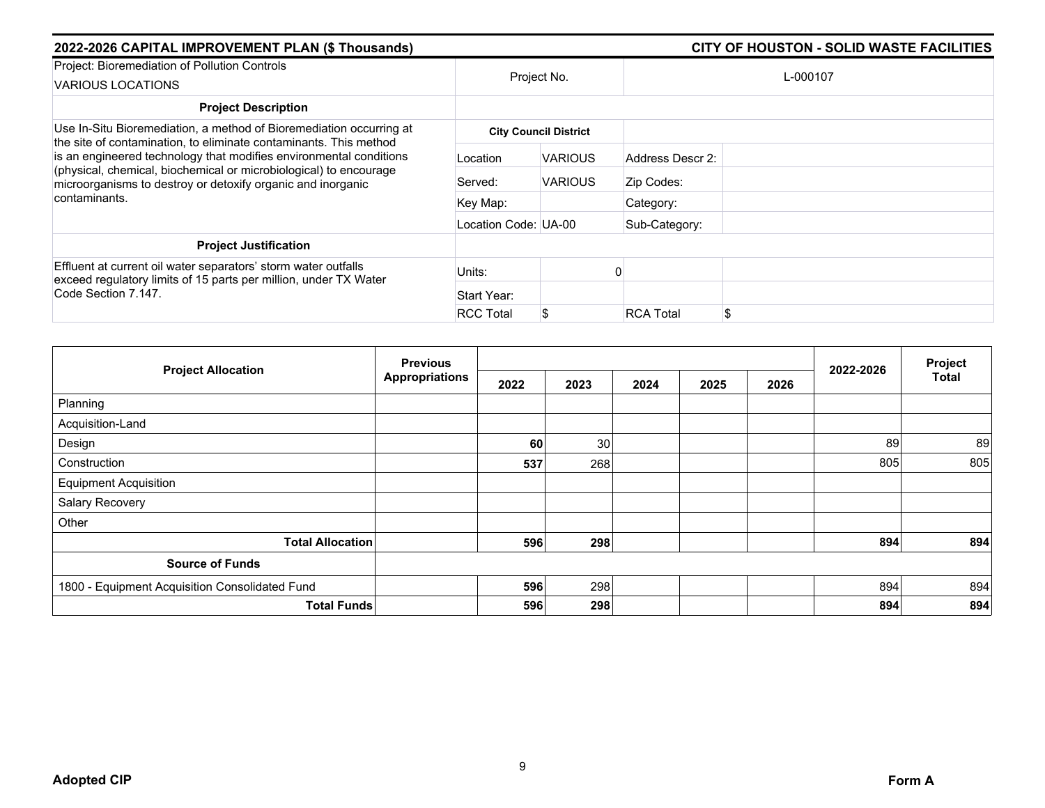**2022-2026 CAPITAL IMPROVEMENT PLAN ($ Thousands)** **CITY OF HOUSTON - SOLID WASTE FACILITIES**

| Project: Bioremediation of Pollution Controls<br>VARIOUS LOCATIONS | Project No. | | L-000107 | |
|---|---|---|---|---|
| **Project Description** | | | | |
| Use In-Situ Bioremediation, a method of Bioremediation occurring at the site of contamination, to eliminate contaminants. This method is an engineered technology that modifies environmental conditions (physical, chemical, biochemical or microbiological) to encourage microorganisms to destroy or detoxify organic and inorganic contaminants. | **City Council District** | | | |
| | Location | VARIOUS | Address Descr 2: | |
| | Served: | VARIOUS | Zip Codes: | |
| | Key Map: | | Category: | |
| | Location Code: | UA-00 | Sub-Category: | |
| **Project Justification** | | | | |
| Effluent at current oil water separators' storm water outfalls exceed regulatory limits of 15 parts per million, under TX Water Code Section 7.147. | Units: | 0 | | |
| | Start Year: | | | |
| | RCC Total | $ | RCA Total | $ |

| Project Allocation | Previous Appropriations | 2022 | 2023 | 2024 | 2025 | 2026 | 2022-2026 | Project Total |
|---|---|---|---|---|---|---|---|---|
| Planning | | | | | | | | |
| Acquisition-Land | | | | | | | | |
| Design | | **60** | 30 | | | | 89 | 89 |
| Construction | | **537** | 268 | | | | 805 | 805 |
| Equipment Acquisition | | | | | | | | |
| Salary Recovery | | | | | | | | |
| Other | | | | | | | | |
| **Total Allocation** | | **596** | **298** | | | | **894** | **894** |
| **Source of Funds** | | | | | | | | |
| 1800 - Equipment Acquisition Consolidated Fund | | **596** | 298 | | | | 894 | 894 |
| **Total Funds** | | **596** | **298** | | | | **894** | **894** |

**Adopted CIP** **Form A**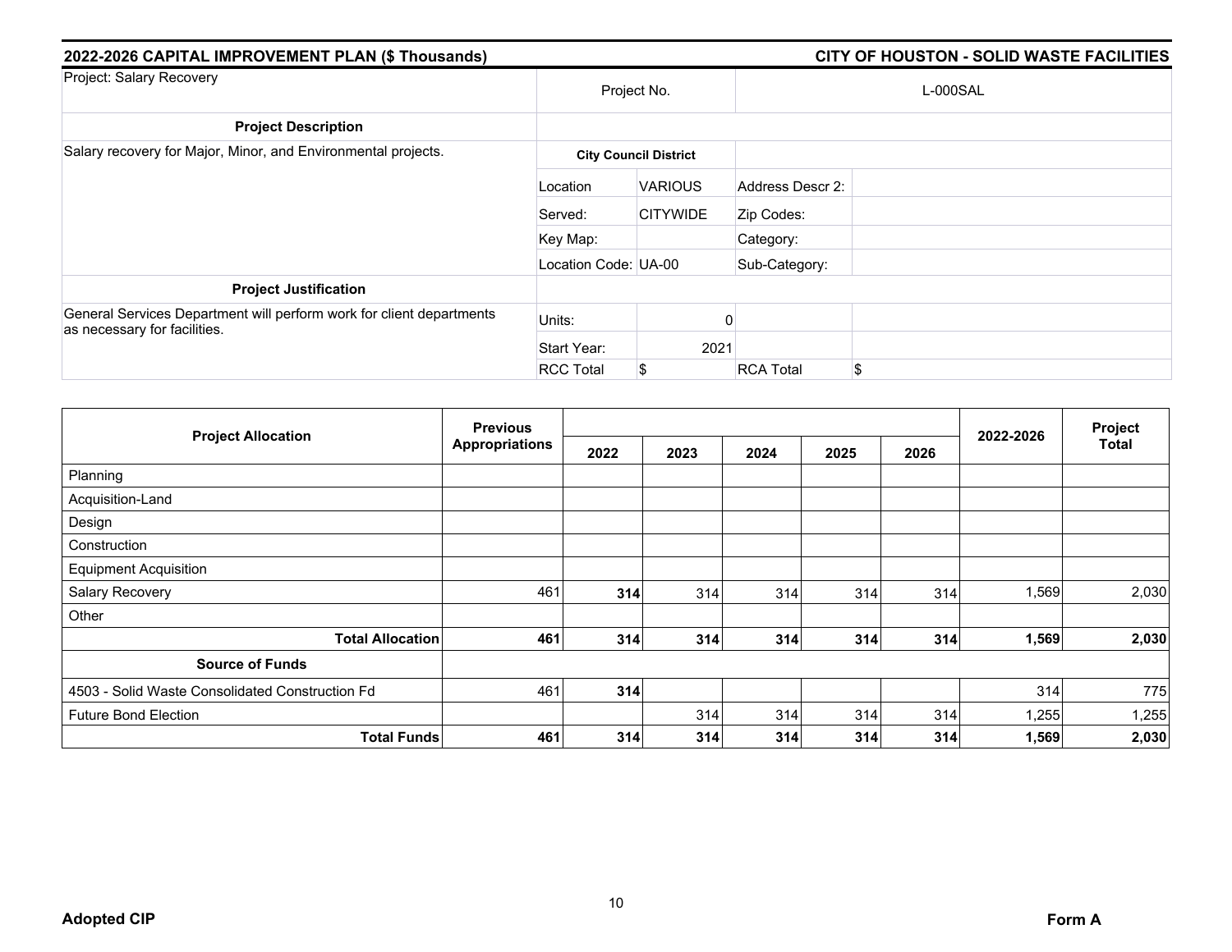**2022-2026 CAPITAL IMPROVEMENT PLAN ($ Thousands)** **CITY OF HOUSTON - SOLID WASTE FACILITIES**

| | | | | |
|---|---|---|---|---|
| Project: Salary Recovery | Project No. | | L-000SAL | |
| **Project Description** | | | | |
| Salary recovery for Major, Minor, and Environmental projects. | **City Council District** | | | |
| | Location | VARIOUS | Address Descr 2: | |
| | Served: | CITYWIDE | Zip Codes: | |
| | Key Map: | | Category: | |
| | Location Code: | UA-00 | Sub-Category: | |
| **Project Justification** | | | | |
| General Services Department will perform work for client departments as necessary for facilities. | Units: | 0 | | |
| | Start Year: | 2021 | | |
| | RCC Total | $ | RCA Total | $ |

| Project Allocation | Previous Appropriations | 2022 | 2023 | 2024 | 2025 | 2026 | 2022-2026 | Project Total |
|---|---|---|---|---|---|---|---|---|
| Planning | | | | | | | | |
| Acquisition-Land | | | | | | | | |
| Design | | | | | | | | |
| Construction | | | | | | | | |
| Equipment Acquisition | | | | | | | | |
| Salary Recovery | 461 | **314** | 314 | 314 | 314 | 314 | 1,569 | 2,030 |
| Other | | | | | | | | |
| **Total Allocation** | **461** | **314** | **314** | **314** | **314** | **314** | **1,569** | **2,030** |
| **Source of Funds** | | | | | | | | |
| 4503 - Solid Waste Consolidated Construction Fd | 461 | **314** | | | | | 314 | 775 |
| Future Bond Election | | | 314 | 314 | 314 | 314 | 1,255 | 1,255 |
| **Total Funds** | **461** | **314** | **314** | **314** | **314** | **314** | **1,569** | **2,030** |

**Adopted CIP** **Form A**